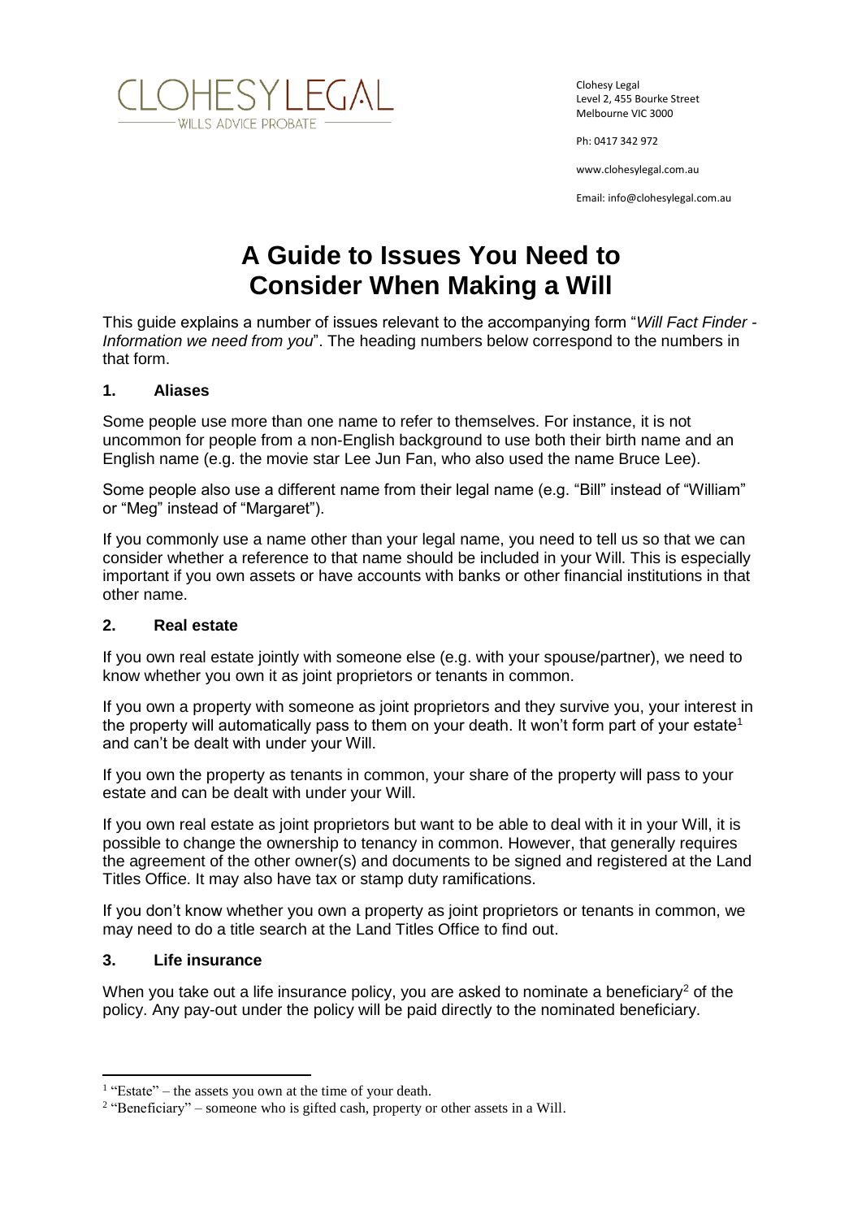CLOHESYLEGAL
WILLS ADVICE PROBATE

Clohesy Legal
Level 2, 455 Bourke Street
Melbourne VIC 3000

Ph: 0417 342 972

www.clohesylegal.com.au

Email: info@clohesylegal.com.au

# A Guide to Issues You Need to Consider When Making a Will

This guide explains a number of issues relevant to the accompanying form "*Will Fact Finder - Information we need from you*". The heading numbers below correspond to the numbers in that form.

## 1. Aliases

Some people use more than one name to refer to themselves. For instance, it is not uncommon for people from a non-English background to use both their birth name and an English name (e.g. the movie star Lee Jun Fan, who also used the name Bruce Lee).

Some people also use a different name from their legal name (e.g. "Bill" instead of "William" or "Meg" instead of "Margaret").

If you commonly use a name other than your legal name, you need to tell us so that we can consider whether a reference to that name should be included in your Will. This is especially important if you own assets or have accounts with banks or other financial institutions in that other name.

## 2. Real estate

If you own real estate jointly with someone else (e.g. with your spouse/partner), we need to know whether you own it as joint proprietors or tenants in common.

If you own a property with someone as joint proprietors and they survive you, your interest in the property will automatically pass to them on your death. It won't form part of your estate[1] and can't be dealt with under your Will.

If you own the property as tenants in common, your share of the property will pass to your estate and can be dealt with under your Will.

If you own real estate as joint proprietors but want to be able to deal with it in your Will, it is possible to change the ownership to tenancy in common. However, that generally requires the agreement of the other owner(s) and documents to be signed and registered at the Land Titles Office. It may also have tax or stamp duty ramifications.

If you don't know whether you own a property as joint proprietors or tenants in common, we may need to do a title search at the Land Titles Office to find out.

## 3. Life insurance

When you take out a life insurance policy, you are asked to nominate a beneficiary[2] of the policy. Any pay-out under the policy will be paid directly to the nominated beneficiary.

---

[1] "Estate" – the assets you own at the time of your death.

[2] "Beneficiary" – someone who is gifted cash, property or other assets in a Will.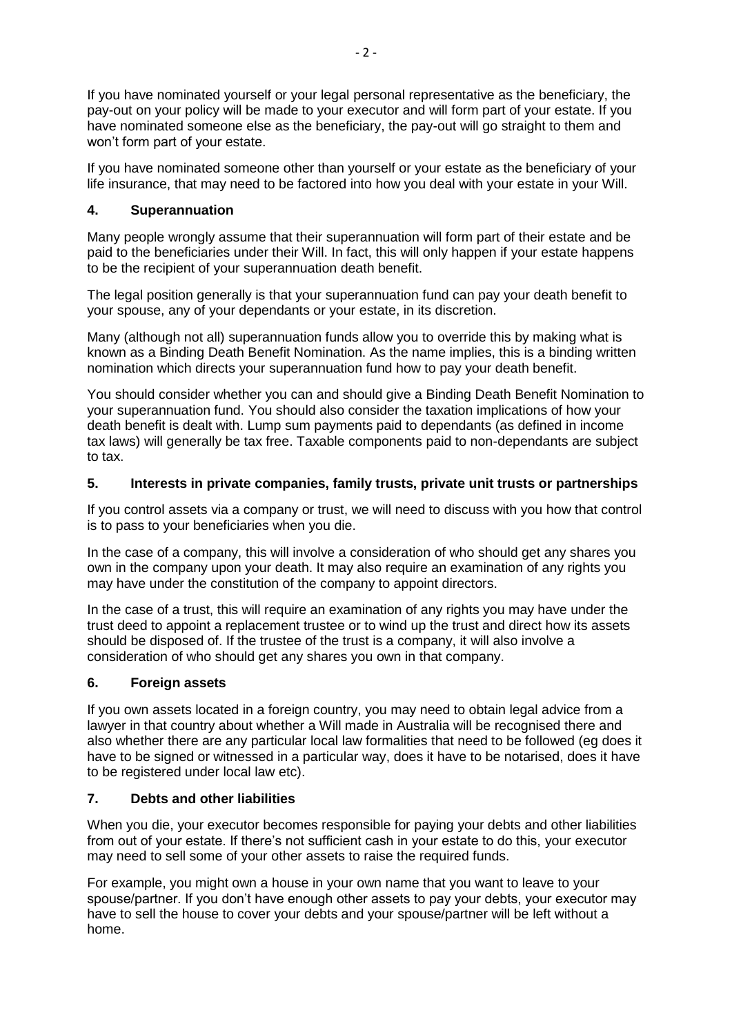If you have nominated yourself or your legal personal representative as the beneficiary, the pay-out on your policy will be made to your executor and will form part of your estate. If you have nominated someone else as the beneficiary, the pay-out will go straight to them and won't form part of your estate.

If you have nominated someone other than yourself or your estate as the beneficiary of your life insurance, that may need to be factored into how you deal with your estate in your Will.

## 4. Superannuation

Many people wrongly assume that their superannuation will form part of their estate and be paid to the beneficiaries under their Will. In fact, this will only happen if your estate happens to be the recipient of your superannuation death benefit.

The legal position generally is that your superannuation fund can pay your death benefit to your spouse, any of your dependants or your estate, in its discretion.

Many (although not all) superannuation funds allow you to override this by making what is known as a Binding Death Benefit Nomination. As the name implies, this is a binding written nomination which directs your superannuation fund how to pay your death benefit.

You should consider whether you can and should give a Binding Death Benefit Nomination to your superannuation fund. You should also consider the taxation implications of how your death benefit is dealt with. Lump sum payments paid to dependants (as defined in income tax laws) will generally be tax free. Taxable components paid to non-dependants are subject to tax.

## 5. Interests in private companies, family trusts, private unit trusts or partnerships

If you control assets via a company or trust, we will need to discuss with you how that control is to pass to your beneficiaries when you die.

In the case of a company, this will involve a consideration of who should get any shares you own in the company upon your death. It may also require an examination of any rights you may have under the constitution of the company to appoint directors.

In the case of a trust, this will require an examination of any rights you may have under the trust deed to appoint a replacement trustee or to wind up the trust and direct how its assets should be disposed of. If the trustee of the trust is a company, it will also involve a consideration of who should get any shares you own in that company.

## 6. Foreign assets

If you own assets located in a foreign country, you may need to obtain legal advice from a lawyer in that country about whether a Will made in Australia will be recognised there and also whether there are any particular local law formalities that need to be followed (eg does it have to be signed or witnessed in a particular way, does it have to be notarised, does it have to be registered under local law etc).

## 7. Debts and other liabilities

When you die, your executor becomes responsible for paying your debts and other liabilities from out of your estate. If there's not sufficient cash in your estate to do this, your executor may need to sell some of your other assets to raise the required funds.

For example, you might own a house in your own name that you want to leave to your spouse/partner. If you don't have enough other assets to pay your debts, your executor may have to sell the house to cover your debts and your spouse/partner will be left without a home.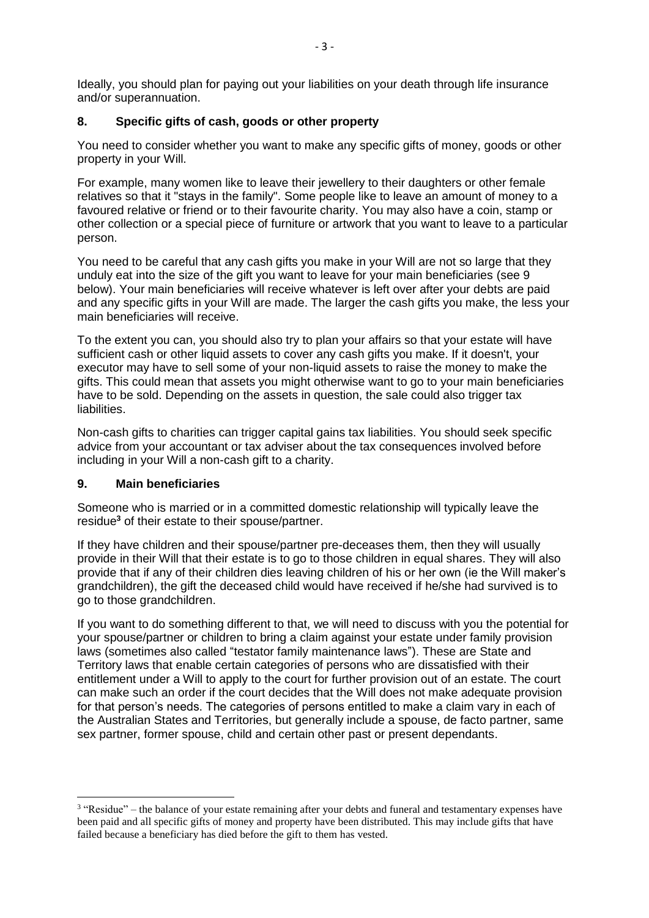Ideally, you should plan for paying out your liabilities on your death through life insurance and/or superannuation.

## 8. Specific gifts of cash, goods or other property

You need to consider whether you want to make any specific gifts of money, goods or other property in your Will.

For example, many women like to leave their jewellery to their daughters or other female relatives so that it "stays in the family". Some people like to leave an amount of money to a favoured relative or friend or to their favourite charity. You may also have a coin, stamp or other collection or a special piece of furniture or artwork that you want to leave to a particular person.

You need to be careful that any cash gifts you make in your Will are not so large that they unduly eat into the size of the gift you want to leave for your main beneficiaries (see 9 below). Your main beneficiaries will receive whatever is left over after your debts are paid and any specific gifts in your Will are made. The larger the cash gifts you make, the less your main beneficiaries will receive.

To the extent you can, you should also try to plan your affairs so that your estate will have sufficient cash or other liquid assets to cover any cash gifts you make. If it doesn't, your executor may have to sell some of your non-liquid assets to raise the money to make the gifts. This could mean that assets you might otherwise want to go to your main beneficiaries have to be sold. Depending on the assets in question, the sale could also trigger tax liabilities.

Non-cash gifts to charities can trigger capital gains tax liabilities. You should seek specific advice from your accountant or tax adviser about the tax consequences involved before including in your Will a non-cash gift to a charity.

## 9. Main beneficiaries

Someone who is married or in a committed domestic relationship will typically leave the residue[3] of their estate to their spouse/partner.

If they have children and their spouse/partner pre-deceases them, then they will usually provide in their Will that their estate is to go to those children in equal shares. They will also provide that if any of their children dies leaving children of his or her own (ie the Will maker's grandchildren), the gift the deceased child would have received if he/she had survived is to go to those grandchildren.

If you want to do something different to that, we will need to discuss with you the potential for your spouse/partner or children to bring a claim against your estate under family provision laws (sometimes also called "testator family maintenance laws"). These are State and Territory laws that enable certain categories of persons who are dissatisfied with their entitlement under a Will to apply to the court for further provision out of an estate. The court can make such an order if the court decides that the Will does not make adequate provision for that person's needs. The categories of persons entitled to make a claim vary in each of the Australian States and Territories, but generally include a spouse, de facto partner, same sex partner, former spouse, child and certain other past or present dependants.

---

[3] "Residue" – the balance of your estate remaining after your debts and funeral and testamentary expenses have been paid and all specific gifts of money and property have been distributed. This may include gifts that have failed because a beneficiary has died before the gift to them has vested.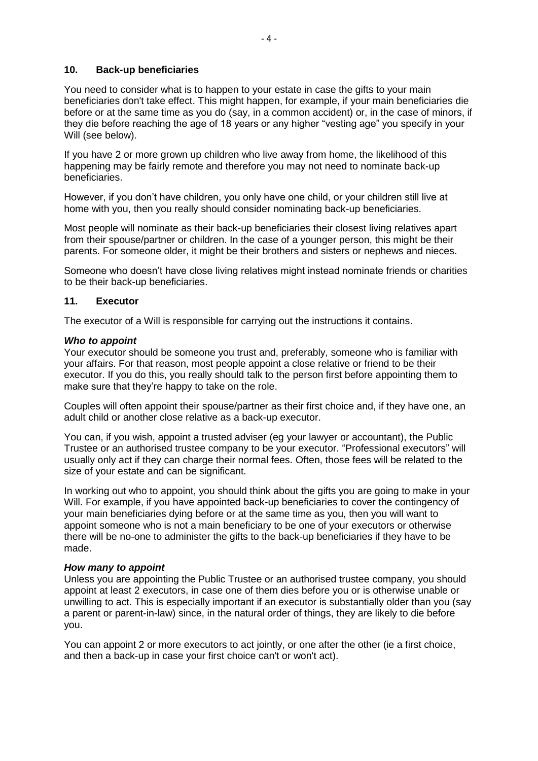## 10. Back-up beneficiaries

You need to consider what is to happen to your estate in case the gifts to your main beneficiaries don't take effect. This might happen, for example, if your main beneficiaries die before or at the same time as you do (say, in a common accident) or, in the case of minors, if they die before reaching the age of 18 years or any higher "vesting age" you specify in your Will (see below).

If you have 2 or more grown up children who live away from home, the likelihood of this happening may be fairly remote and therefore you may not need to nominate back-up beneficiaries.

However, if you don't have children, you only have one child, or your children still live at home with you, then you really should consider nominating back-up beneficiaries.

Most people will nominate as their back-up beneficiaries their closest living relatives apart from their spouse/partner or children. In the case of a younger person, this might be their parents. For someone older, it might be their brothers and sisters or nephews and nieces.

Someone who doesn't have close living relatives might instead nominate friends or charities to be their back-up beneficiaries.

## 11. Executor

The executor of a Will is responsible for carrying out the instructions it contains.

***Who to appoint***

Your executor should be someone you trust and, preferably, someone who is familiar with your affairs. For that reason, most people appoint a close relative or friend to be their executor. If you do this, you really should talk to the person first before appointing them to make sure that they're happy to take on the role.

Couples will often appoint their spouse/partner as their first choice and, if they have one, an adult child or another close relative as a back-up executor.

You can, if you wish, appoint a trusted adviser (eg your lawyer or accountant), the Public Trustee or an authorised trustee company to be your executor. "Professional executors" will usually only act if they can charge their normal fees. Often, those fees will be related to the size of your estate and can be significant.

In working out who to appoint, you should think about the gifts you are going to make in your Will. For example, if you have appointed back-up beneficiaries to cover the contingency of your main beneficiaries dying before or at the same time as you, then you will want to appoint someone who is not a main beneficiary to be one of your executors or otherwise there will be no-one to administer the gifts to the back-up beneficiaries if they have to be made.

***How many to appoint***

Unless you are appointing the Public Trustee or an authorised trustee company, you should appoint at least 2 executors, in case one of them dies before you or is otherwise unable or unwilling to act. This is especially important if an executor is substantially older than you (say a parent or parent-in-law) since, in the natural order of things, they are likely to die before you.

You can appoint 2 or more executors to act jointly, or one after the other (ie a first choice, and then a back-up in case your first choice can't or won't act).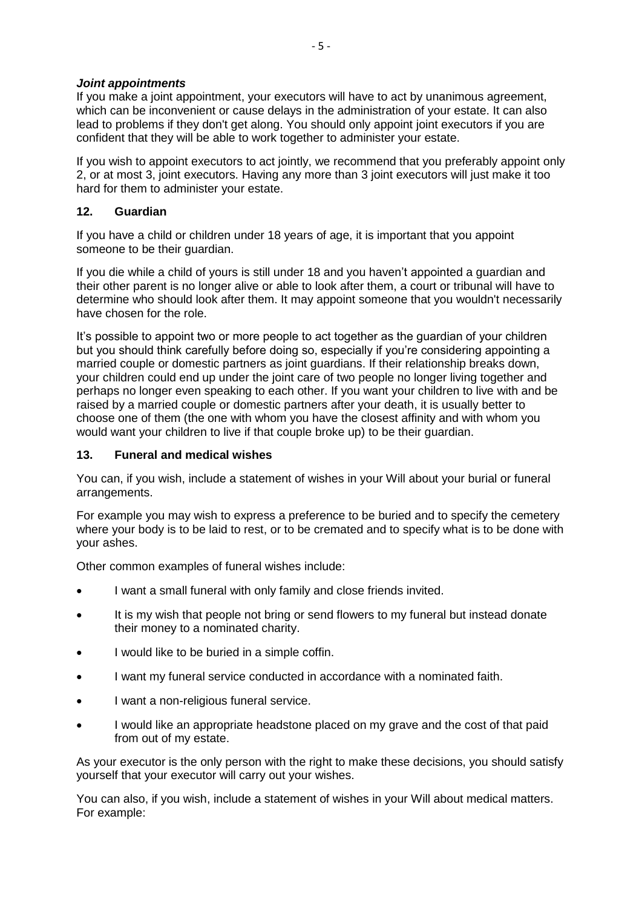***Joint appointments***

If you make a joint appointment, your executors will have to act by unanimous agreement, which can be inconvenient or cause delays in the administration of your estate. It can also lead to problems if they don't get along. You should only appoint joint executors if you are confident that they will be able to work together to administer your estate.

If you wish to appoint executors to act jointly, we recommend that you preferably appoint only 2, or at most 3, joint executors. Having any more than 3 joint executors will just make it too hard for them to administer your estate.

## 12. Guardian

If you have a child or children under 18 years of age, it is important that you appoint someone to be their guardian.

If you die while a child of yours is still under 18 and you haven't appointed a guardian and their other parent is no longer alive or able to look after them, a court or tribunal will have to determine who should look after them. It may appoint someone that you wouldn't necessarily have chosen for the role.

It's possible to appoint two or more people to act together as the guardian of your children but you should think carefully before doing so, especially if you're considering appointing a married couple or domestic partners as joint guardians. If their relationship breaks down, your children could end up under the joint care of two people no longer living together and perhaps no longer even speaking to each other. If you want your children to live with and be raised by a married couple or domestic partners after your death, it is usually better to choose one of them (the one with whom you have the closest affinity and with whom you would want your children to live if that couple broke up) to be their guardian.

## 13. Funeral and medical wishes

You can, if you wish, include a statement of wishes in your Will about your burial or funeral arrangements.

For example you may wish to express a preference to be buried and to specify the cemetery where your body is to be laid to rest, or to be cremated and to specify what is to be done with your ashes.

Other common examples of funeral wishes include:

- I want a small funeral with only family and close friends invited.
- It is my wish that people not bring or send flowers to my funeral but instead donate their money to a nominated charity.
- I would like to be buried in a simple coffin.
- I want my funeral service conducted in accordance with a nominated faith.
- I want a non-religious funeral service.
- I would like an appropriate headstone placed on my grave and the cost of that paid from out of my estate.

As your executor is the only person with the right to make these decisions, you should satisfy yourself that your executor will carry out your wishes.

You can also, if you wish, include a statement of wishes in your Will about medical matters. For example: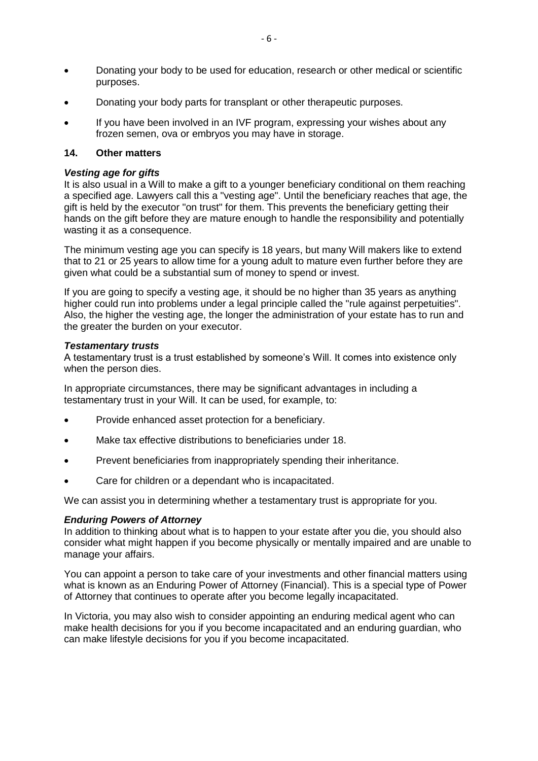- Donating your body to be used for education, research or other medical or scientific purposes.
- Donating your body parts for transplant or other therapeutic purposes.
- If you have been involved in an IVF program, expressing your wishes about any frozen semen, ova or embryos you may have in storage.

## 14. Other matters

***Vesting age for gifts***

It is also usual in a Will to make a gift to a younger beneficiary conditional on them reaching a specified age. Lawyers call this a "vesting age". Until the beneficiary reaches that age, the gift is held by the executor "on trust" for them. This prevents the beneficiary getting their hands on the gift before they are mature enough to handle the responsibility and potentially wasting it as a consequence.

The minimum vesting age you can specify is 18 years, but many Will makers like to extend that to 21 or 25 years to allow time for a young adult to mature even further before they are given what could be a substantial sum of money to spend or invest.

If you are going to specify a vesting age, it should be no higher than 35 years as anything higher could run into problems under a legal principle called the "rule against perpetuities". Also, the higher the vesting age, the longer the administration of your estate has to run and the greater the burden on your executor.

***Testamentary trusts***

A testamentary trust is a trust established by someone's Will. It comes into existence only when the person dies.

In appropriate circumstances, there may be significant advantages in including a testamentary trust in your Will. It can be used, for example, to:

- Provide enhanced asset protection for a beneficiary.
- Make tax effective distributions to beneficiaries under 18.
- Prevent beneficiaries from inappropriately spending their inheritance.
- Care for children or a dependant who is incapacitated.

We can assist you in determining whether a testamentary trust is appropriate for you.

***Enduring Powers of Attorney***

In addition to thinking about what is to happen to your estate after you die, you should also consider what might happen if you become physically or mentally impaired and are unable to manage your affairs.

You can appoint a person to take care of your investments and other financial matters using what is known as an Enduring Power of Attorney (Financial). This is a special type of Power of Attorney that continues to operate after you become legally incapacitated.

In Victoria, you may also wish to consider appointing an enduring medical agent who can make health decisions for you if you become incapacitated and an enduring guardian, who can make lifestyle decisions for you if you become incapacitated.